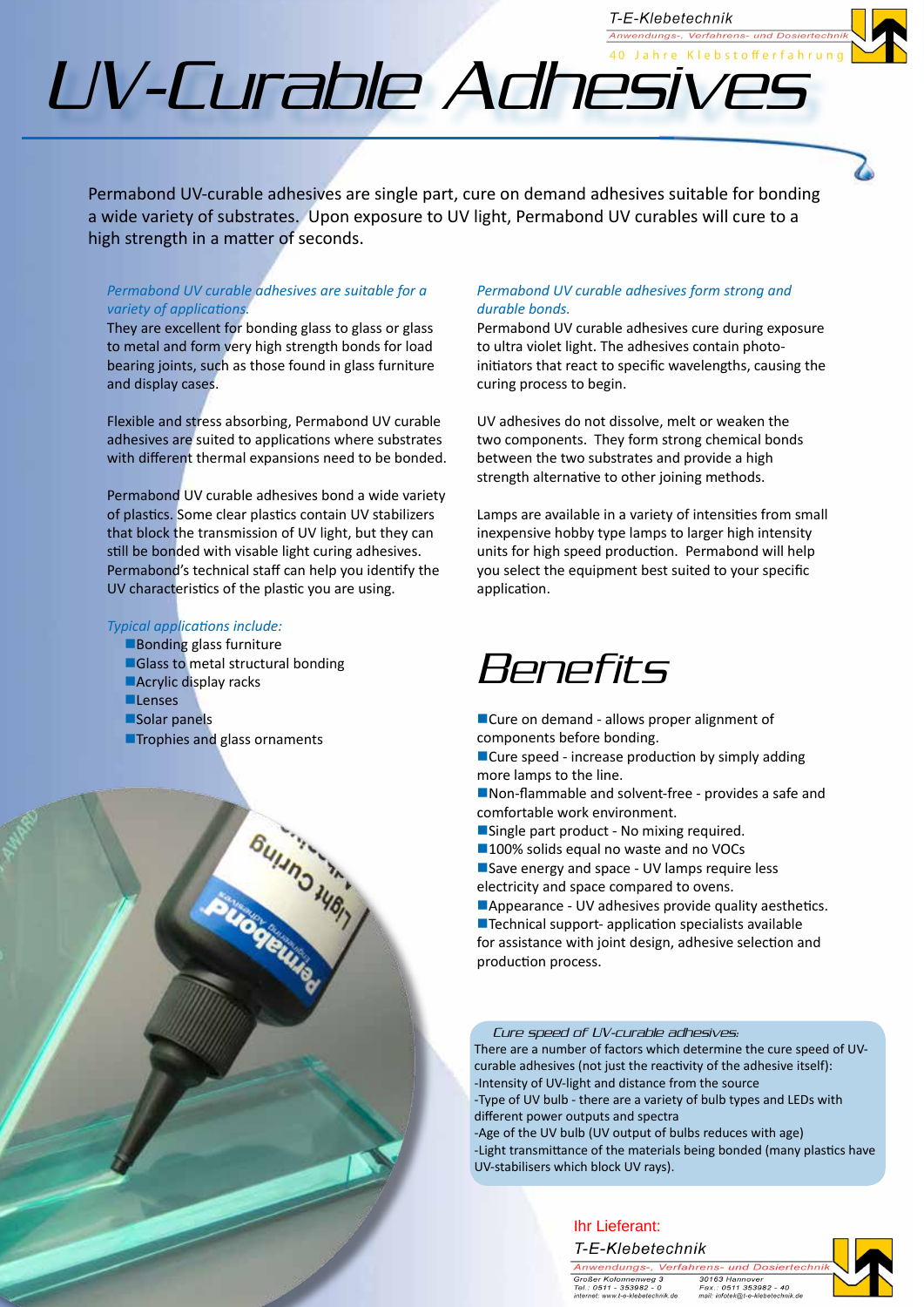# UV-Curable Adhesives

Permabond UV-curable adhesives are single part, cure on demand adhesives suitable for bonding a wide variety of substrates. Upon exposure to UV light, Permabond UV curables will cure to a high strength in a matter of seconds.

*Permabond UV curable adhesives are suitable for a variety of applications.*

They are excellent for bonding glass to glass or glass to metal and form very high strength bonds for load bearing joints, such as those found in glass furniture and display cases.

Flexible and stress absorbing, Permabond UV curable adhesives are suited to applications where substrates with different thermal expansions need to be bonded.

Permabond UV curable adhesives bond a wide variety of plastics. Some clear plastics contain UV stabilizers that block the transmission of UV light, but they can still be bonded with visable light curing adhesives. Permabond's technical staff can help you identify the UV characteristics of the plastic you are using.

*Typical applications include:*

- Bonding glass furniture
- Glass to metal structural bonding
- Acrylic display racks
- Lenses
- Solar panels
- Trophies and glass ornaments

*Permabond UV curable adhesives form strong and durable bonds.*

Permabond UV curable adhesives cure during exposure to ultra violet light. The adhesives contain photo-initiators that react to specific wavelengths, causing the curing process to begin.

UV adhesives do not dissolve, melt or weaken the two components. They form strong chemical bonds between the two substrates and provide a high strength alternative to other joining methods.

Lamps are available in a variety of intensities from small inexpensive hobby type lamps to larger high intensity units for high speed production. Permabond will help you select the equipment best suited to your specific application.

## Benefits

- Cure on demand - allows proper alignment of components before bonding.
- Cure speed - increase production by simply adding more lamps to the line.
- Non-flammable and solvent-free - provides a safe and comfortable work environment.
- Single part product - No mixing required.
- 100% solids equal no waste and no VOCs
- Save energy and space - UV lamps require less electricity and space compared to ovens.
- Appearance - UV adhesives provide quality aesthetics.
- Technical support- application specialists available for assistance with joint design, adhesive selection and production process.

*Cure speed of UV-curable adhesives:*

There are a number of factors which determine the cure speed of UV-curable adhesives (not just the reactivity of the adhesive itself):

-Intensity of UV-light and distance from the source

-Type of UV bulb - there are a variety of bulb types and LEDs with different power outputs and spectra

-Age of the UV bulb (UV output of bulbs reduces with age)

-Light transmittance of the materials being bonded (many plastics have UV-stabilisers which block UV rays).

Ihr Lieferant:

T-E-Klebetechnik

Anwendungs-, Verfahrens- und Dosiertechnik

Großer Kolonnenweg 3
Tel.: 0511 - 353982 - 0
internet: www.t-e-klebetechnik.de

30163 Hannover
Fax.: 0511 353982 - 40
mail: infotek@t-e-klebetechnik.de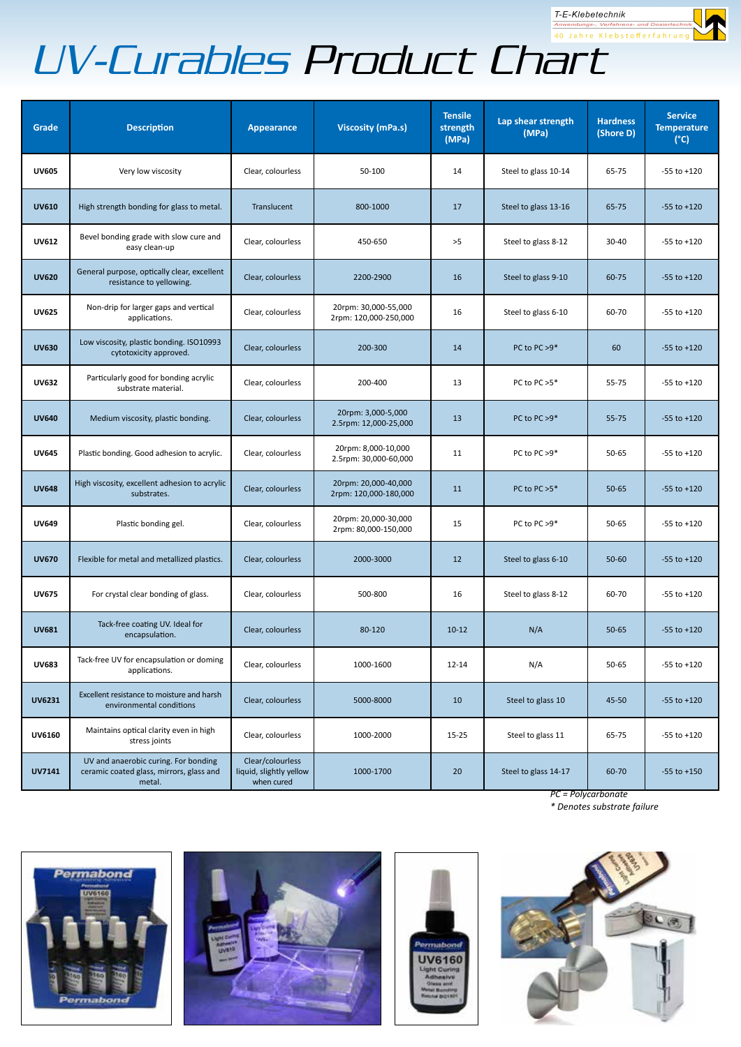# UV-Curables Product Chart

| Grade | Description | Appearance | Viscosity (mPa.s) | Tensile strength (MPa) | Lap shear strength (MPa) | Hardness (Shore D) | Service Temperature (°C) |
|---|---|---|---|---|---|---|---|
| UV605 | Very low viscosity | Clear, colourless | 50-100 | 14 | Steel to glass 10-14 | 65-75 | -55 to +120 |
| UV610 | High strength bonding for glass to metal. | Translucent | 800-1000 | 17 | Steel to glass 13-16 | 65-75 | -55 to +120 |
| UV612 | Bevel bonding grade with slow cure and easy clean-up | Clear, colourless | 450-650 | >5 | Steel to glass 8-12 | 30-40 | -55 to +120 |
| UV620 | General purpose, optically clear, excellent resistance to yellowing. | Clear, colourless | 2200-2900 | 16 | Steel to glass 9-10 | 60-75 | -55 to +120 |
| UV625 | Non-drip for larger gaps and vertical applications. | Clear, colourless | 20rpm: 30,000-55,000 2rpm: 120,000-250,000 | 16 | Steel to glass 6-10 | 60-70 | -55 to +120 |
| UV630 | Low viscosity, plastic bonding. ISO10993 cytotoxicity approved. | Clear, colourless | 200-300 | 14 | PC to PC >9* | 60 | -55 to +120 |
| UV632 | Particularly good for bonding acrylic substrate material. | Clear, colourless | 200-400 | 13 | PC to PC >5* | 55-75 | -55 to +120 |
| UV640 | Medium viscosity, plastic bonding. | Clear, colourless | 20rpm: 3,000-5,000 2.5rpm: 12,000-25,000 | 13 | PC to PC >9* | 55-75 | -55 to +120 |
| UV645 | Plastic bonding. Good adhesion to acrylic. | Clear, colourless | 20rpm: 8,000-10,000 2.5rpm: 30,000-60,000 | 11 | PC to PC >9* | 50-65 | -55 to +120 |
| UV648 | High viscosity, excellent adhesion to acrylic substrates. | Clear, colourless | 20rpm: 20,000-40,000 2rpm: 120,000-180,000 | 11 | PC to PC >5* | 50-65 | -55 to +120 |
| UV649 | Plastic bonding gel. | Clear, colourless | 20rpm: 20,000-30,000 2rpm: 80,000-150,000 | 15 | PC to PC >9* | 50-65 | -55 to +120 |
| UV670 | Flexible for metal and metallized plastics. | Clear, colourless | 2000-3000 | 12 | Steel to glass 6-10 | 50-60 | -55 to +120 |
| UV675 | For crystal clear bonding of glass. | Clear, colourless | 500-800 | 16 | Steel to glass 8-12 | 60-70 | -55 to +120 |
| UV681 | Tack-free coating UV. Ideal for encapsulation. | Clear, colourless | 80-120 | 10-12 | N/A | 50-65 | -55 to +120 |
| UV683 | Tack-free UV for encapsulation or doming applications. | Clear, colourless | 1000-1600 | 12-14 | N/A | 50-65 | -55 to +120 |
| UV6231 | Excellent resistance to moisture and harsh environmental conditions | Clear, colourless | 5000-8000 | 10 | Steel to glass 10 | 45-50 | -55 to +120 |
| UV6160 | Maintains optical clarity even in high stress joints | Clear, colourless | 1000-2000 | 15-25 | Steel to glass 11 | 65-75 | -55 to +120 |
| UV7141 | UV and anaerobic curing. For bonding ceramic coated glass, mirrors, glass and metal. | Clear/colourless liquid, slightly yellow when cured | 1000-1700 | 20 | Steel to glass 14-17 | 60-70 | -55 to +150 |

*PC = Polycarbonate*

*\* Denotes substrate failure*